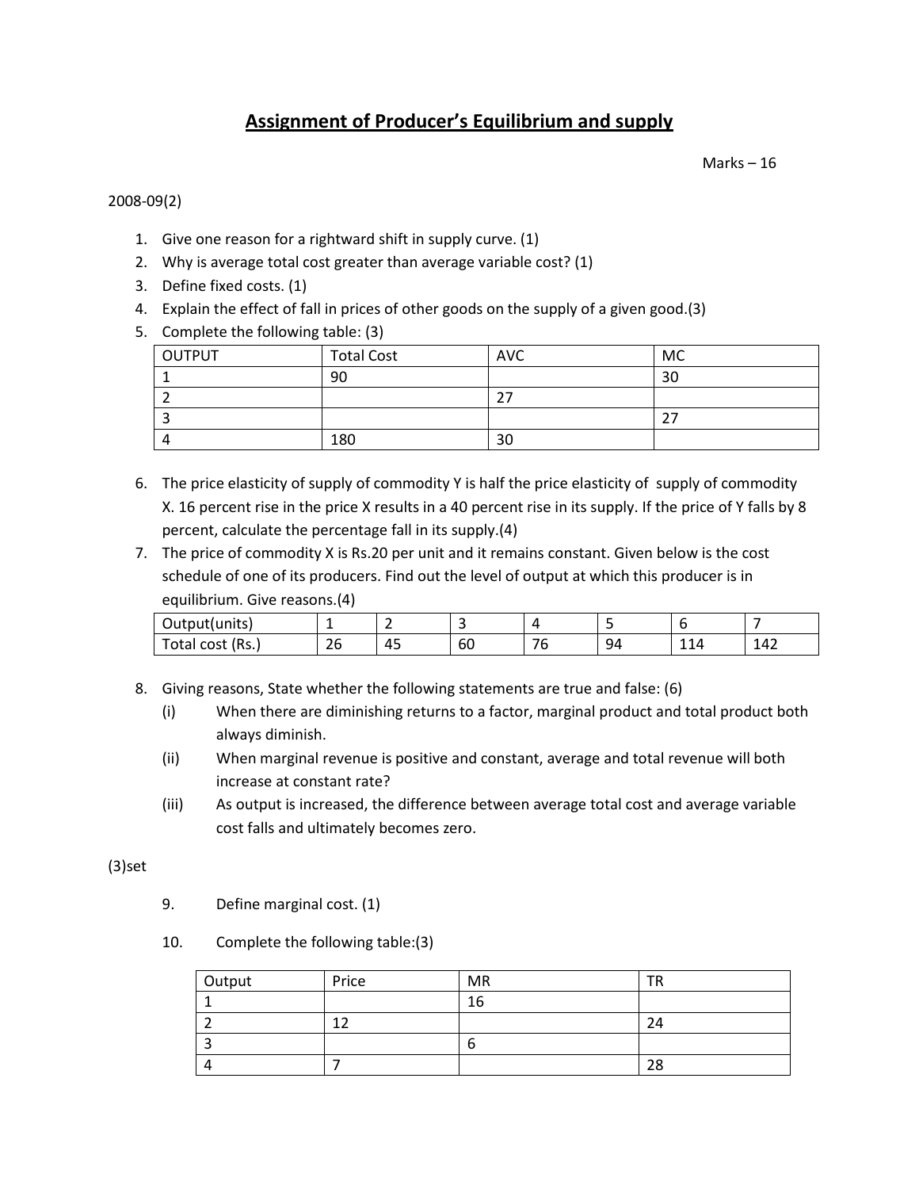# Assignment of Producer's Equilibrium and supply

Marks – 16

2008-09(2)

1. Give one reason for a rightward shift in supply curve. (1)
2. Why is average total cost greater than average variable cost? (1)
3. Define fixed costs. (1)
4. Explain the effect of fall in prices of other goods on the supply of a given good.(3)
5. Complete the following table: (3)

| OUTPUT | Total Cost | AVC | MC |
|---|---|---|---|
| 1 | 90 | | 30 |
| 2 | | 27 | |
| 3 | | | 27 |
| 4 | 180 | 30 | |

6. The price elasticity of supply of commodity Y is half the price elasticity of supply of commodity X. 16 percent rise in the price X results in a 40 percent rise in its supply. If the price of Y falls by 8 percent, calculate the percentage fall in its supply.(4)
7. The price of commodity X is Rs.20 per unit and it remains constant. Given below is the cost schedule of one of its producers. Find out the level of output at which this producer is in equilibrium. Give reasons.(4)

| Output(units) | 1 | 2 | 3 | 4 | 5 | 6 | 7 |
|---|---|---|---|---|---|---|---|
| Total cost (Rs.) | 26 | 45 | 60 | 76 | 94 | 114 | 142 |

8. Giving reasons, State whether the following statements are true and false: (6)
   (i) When there are diminishing returns to a factor, marginal product and total product both always diminish.
   (ii) When marginal revenue is positive and constant, average and total revenue will both increase at constant rate?
   (iii) As output is increased, the difference between average total cost and average variable cost falls and ultimately becomes zero.

(3)set

9. Define marginal cost. (1)

10. Complete the following table:(3)

| Output | Price | MR | TR |
|---|---|---|---|
| 1 | | 16 | |
| 2 | 12 | | 24 |
| 3 | | 6 | |
| 4 | 7 | | 28 |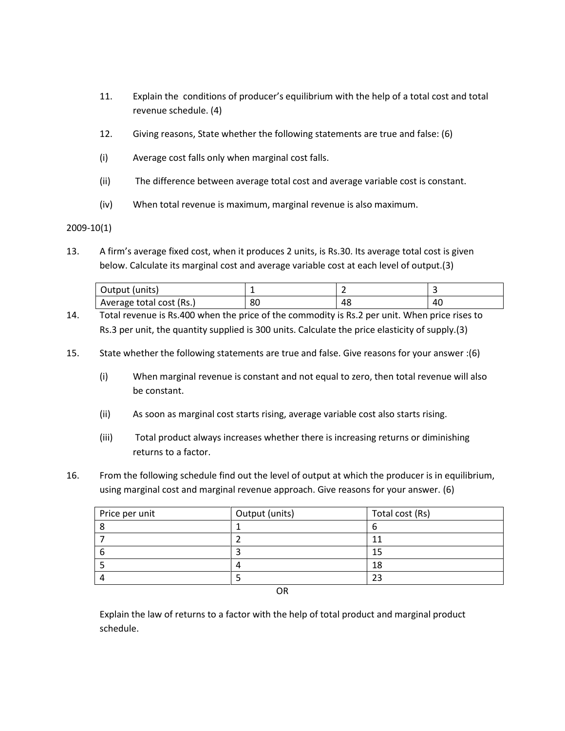11. Explain the conditions of producer's equilibrium with the help of a total cost and total revenue schedule. (4)

12. Giving reasons, State whether the following statements are true and false: (6)

(i) Average cost falls only when marginal cost falls.

(ii) The difference between average total cost and average variable cost is constant.

(iv) When total revenue is maximum, marginal revenue is also maximum.

2009-10(1)

13. A firm's average fixed cost, when it produces 2 units, is Rs.30. Its average total cost is given below. Calculate its marginal cost and average variable cost at each level of output.(3)

| Output (units) | 1 | 2 | 3 |
|---|---|---|---|
| Average total cost (Rs.) | 80 | 48 | 40 |

14. Total revenue is Rs.400 when the price of the commodity is Rs.2 per unit. When price rises to Rs.3 per unit, the quantity supplied is 300 units. Calculate the price elasticity of supply.(3)

15. State whether the following statements are true and false. Give reasons for your answer :(6)

(i) When marginal revenue is constant and not equal to zero, then total revenue will also be constant.

(ii) As soon as marginal cost starts rising, average variable cost also starts rising.

(iii) Total product always increases whether there is increasing returns or diminishing returns to a factor.

16. From the following schedule find out the level of output at which the producer is in equilibrium, using marginal cost and marginal revenue approach. Give reasons for your answer. (6)

| Price per unit | Output (units) | Total cost (Rs) |
|---|---|---|
| 8 | 1 | 6 |
| 7 | 2 | 11 |
| 6 | 3 | 15 |
| 5 | 4 | 18 |
| 4 | 5 | 23 |

OR

Explain the law of returns to a factor with the help of total product and marginal product schedule.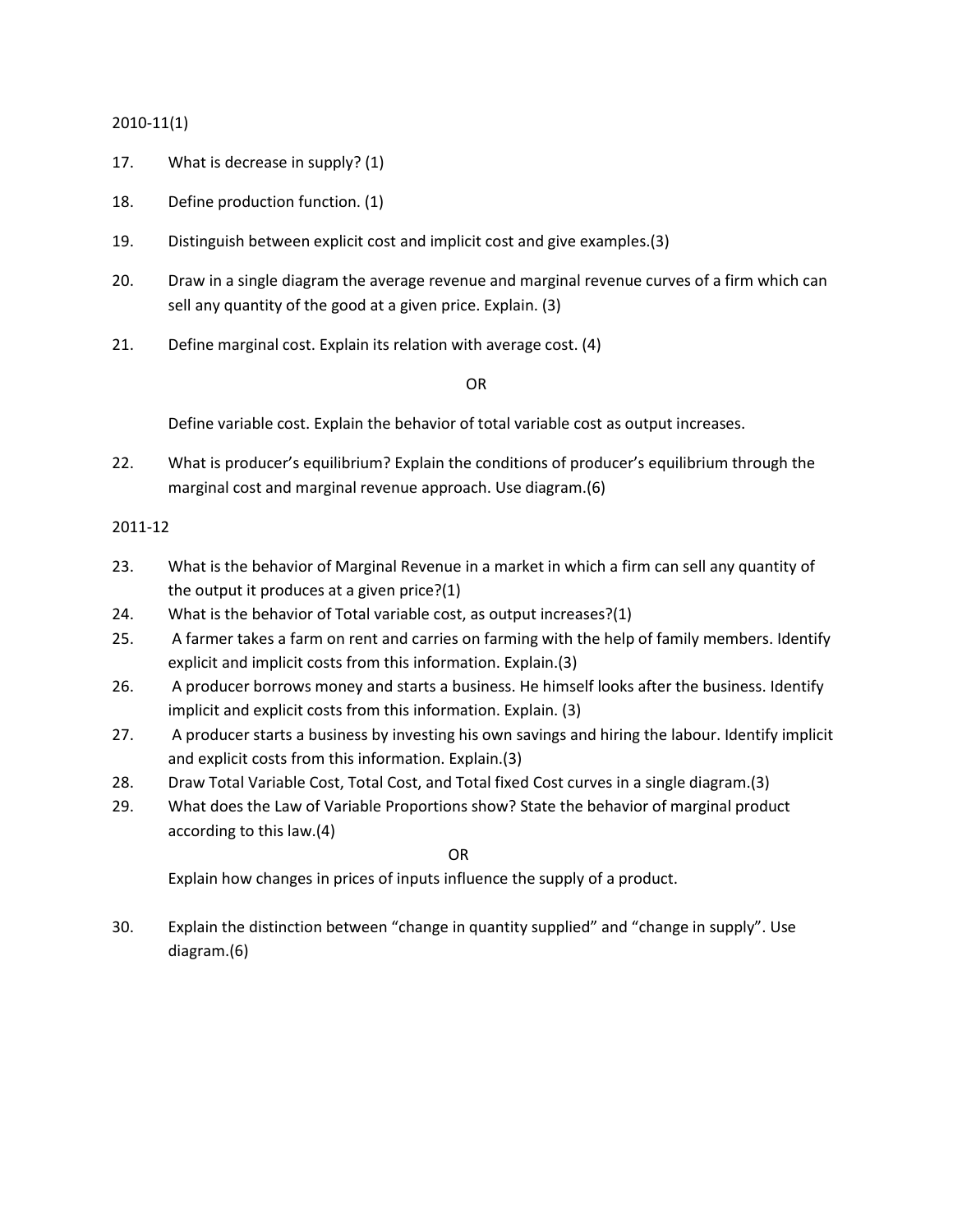2010-11(1)

17. What is decrease in supply? (1)

18. Define production function. (1)

19. Distinguish between explicit cost and implicit cost and give examples.(3)

20. Draw in a single diagram the average revenue and marginal revenue curves of a firm which can sell any quantity of the good at a given price. Explain. (3)

21. Define marginal cost. Explain its relation with average cost. (4)

OR

Define variable cost. Explain the behavior of total variable cost as output increases.

22. What is producer's equilibrium? Explain the conditions of producer's equilibrium through the marginal cost and marginal revenue approach. Use diagram.(6)

2011-12

23. What is the behavior of Marginal Revenue in a market in which a firm can sell any quantity of the output it produces at a given price?(1)
24. What is the behavior of Total variable cost, as output increases?(1)
25. A farmer takes a farm on rent and carries on farming with the help of family members. Identify explicit and implicit costs from this information. Explain.(3)
26. A producer borrows money and starts a business. He himself looks after the business. Identify implicit and explicit costs from this information. Explain. (3)
27. A producer starts a business by investing his own savings and hiring the labour. Identify implicit and explicit costs from this information. Explain.(3)
28. Draw Total Variable Cost, Total Cost, and Total fixed Cost curves in a single diagram.(3)
29. What does the Law of Variable Proportions show? State the behavior of marginal product according to this law.(4)

OR

Explain how changes in prices of inputs influence the supply of a product.

30. Explain the distinction between "change in quantity supplied" and "change in supply". Use diagram.(6)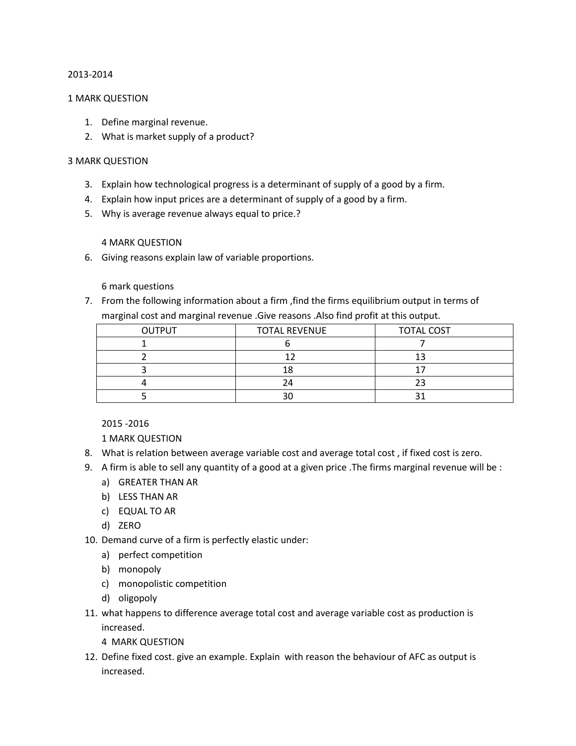2013-2014

1 MARK QUESTION

1. Define marginal revenue.
2. What is market supply of a product?

3 MARK QUESTION

3. Explain how technological progress is a determinant of supply of a good by a firm.
4. Explain how input prices are a determinant of supply of a good by a firm.
5. Why is average revenue always equal to price.?

4 MARK QUESTION

6. Giving reasons explain law of variable proportions.

6 mark questions

7. From the following information about a firm ,find the firms equilibrium output in terms of marginal cost and marginal revenue .Give reasons .Also find profit at this output.

| OUTPUT | TOTAL REVENUE | TOTAL COST |
|---|---|---|
| 1 | 6 | 7 |
| 2 | 12 | 13 |
| 3 | 18 | 17 |
| 4 | 24 | 23 |
| 5 | 30 | 31 |

2015 -2016

1 MARK QUESTION

8. What is relation between average variable cost and average total cost , if fixed cost is zero.
9. A firm is able to sell any quantity of a good at a given price .The firms marginal revenue will be :
   a) GREATER THAN AR
   b) LESS THAN AR
   c) EQUAL TO AR
   d) ZERO
10. Demand curve of a firm is perfectly elastic under:
    a) perfect competition
    b) monopoly
    c) monopolistic competition
    d) oligopoly
11. what happens to difference average total cost and average variable cost as production is increased.

4 MARK QUESTION

12. Define fixed cost. give an example. Explain with reason the behaviour of AFC as output is increased.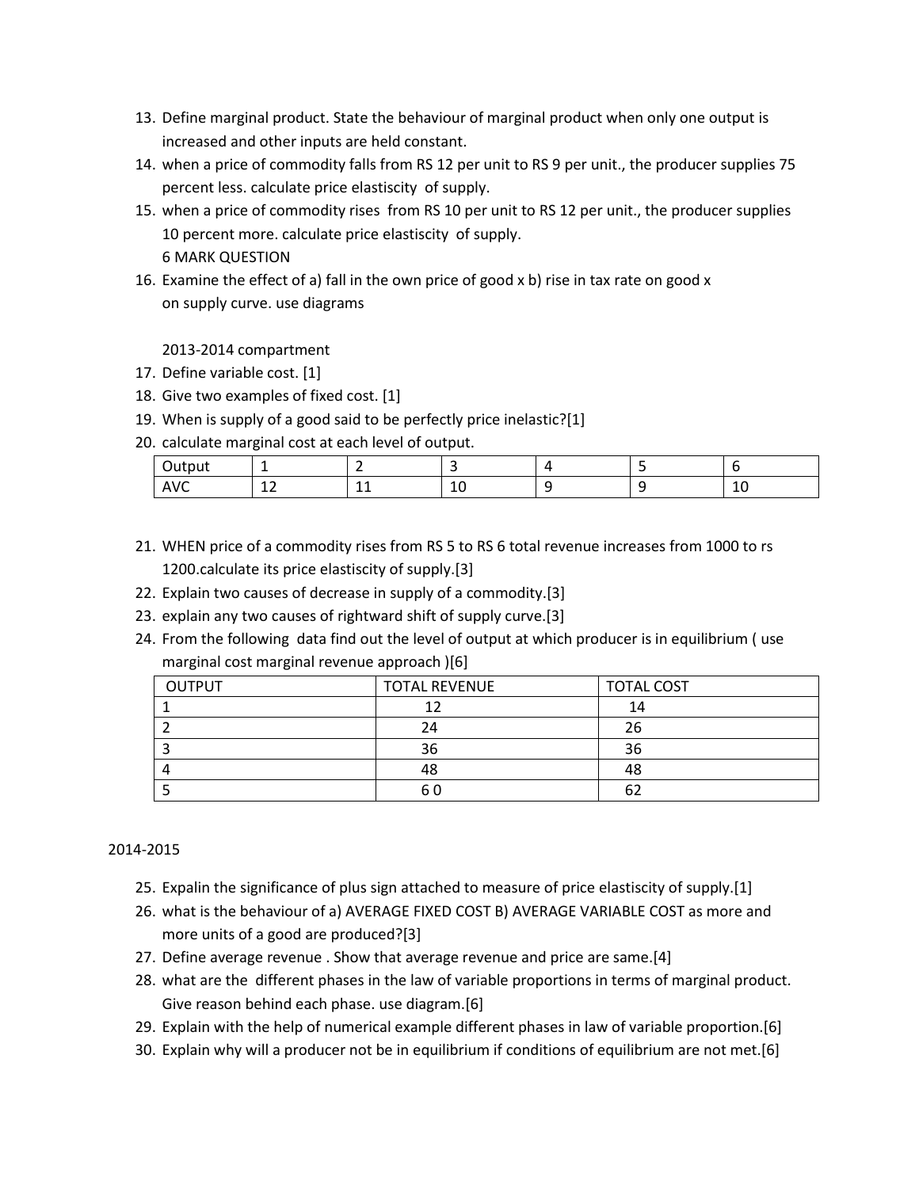13. Define marginal product. State the behaviour of marginal product when only one output is increased and other inputs are held constant.
14. when a price of commodity falls from RS 12 per unit to RS 9 per unit., the producer supplies 75 percent less. calculate price elastiscity of supply.
15. when a price of commodity rises from RS 10 per unit to RS 12 per unit., the producer supplies 10 percent more. calculate price elastiscity of supply.

    6 MARK QUESTION
16. Examine the effect of a) fall in the own price of good x b) rise in tax rate on good x on supply curve. use diagrams

    2013-2014 compartment
17. Define variable cost. [1]
18. Give two examples of fixed cost. [1]
19. When is supply of a good said to be perfectly price inelastic?[1]
20. calculate marginal cost at each level of output.

| Output | 1 | 2 | 3 | 4 | 5 | 6 |
|---|---|---|---|---|---|---|
| AVC | 12 | 11 | 10 | 9 | 9 | 10 |

21. WHEN price of a commodity rises from RS 5 to RS 6 total revenue increases from 1000 to rs 1200.calculate its price elasticity of supply.[3]
22. Explain two causes of decrease in supply of a commodity.[3]
23. explain any two causes of rightward shift of supply curve.[3]
24. From the following data find out the level of output at which producer is in equilibrium ( use marginal cost marginal revenue approach )[6]

| OUTPUT | TOTAL REVENUE | TOTAL COST |
|---|---|---|
| 1 | 12 | 14 |
| 2 | 24 | 26 |
| 3 | 36 | 36 |
| 4 | 48 | 48 |
| 5 | 6 0 | 62 |

2014-2015

25. Expalin the significance of plus sign attached to measure of price elastiscity of supply.[1]
26. what is the behaviour of a) AVERAGE FIXED COST B) AVERAGE VARIABLE COST as more and more units of a good are produced?[3]
27. Define average revenue . Show that average revenue and price are same.[4]
28. what are the different phases in the law of variable proportions in terms of marginal product. Give reason behind each phase. use diagram.[6]
29. Explain with the help of numerical example different phases in law of variable proportion.[6]
30. Explain why will a producer not be in equilibrium if conditions of equilibrium are not met.[6]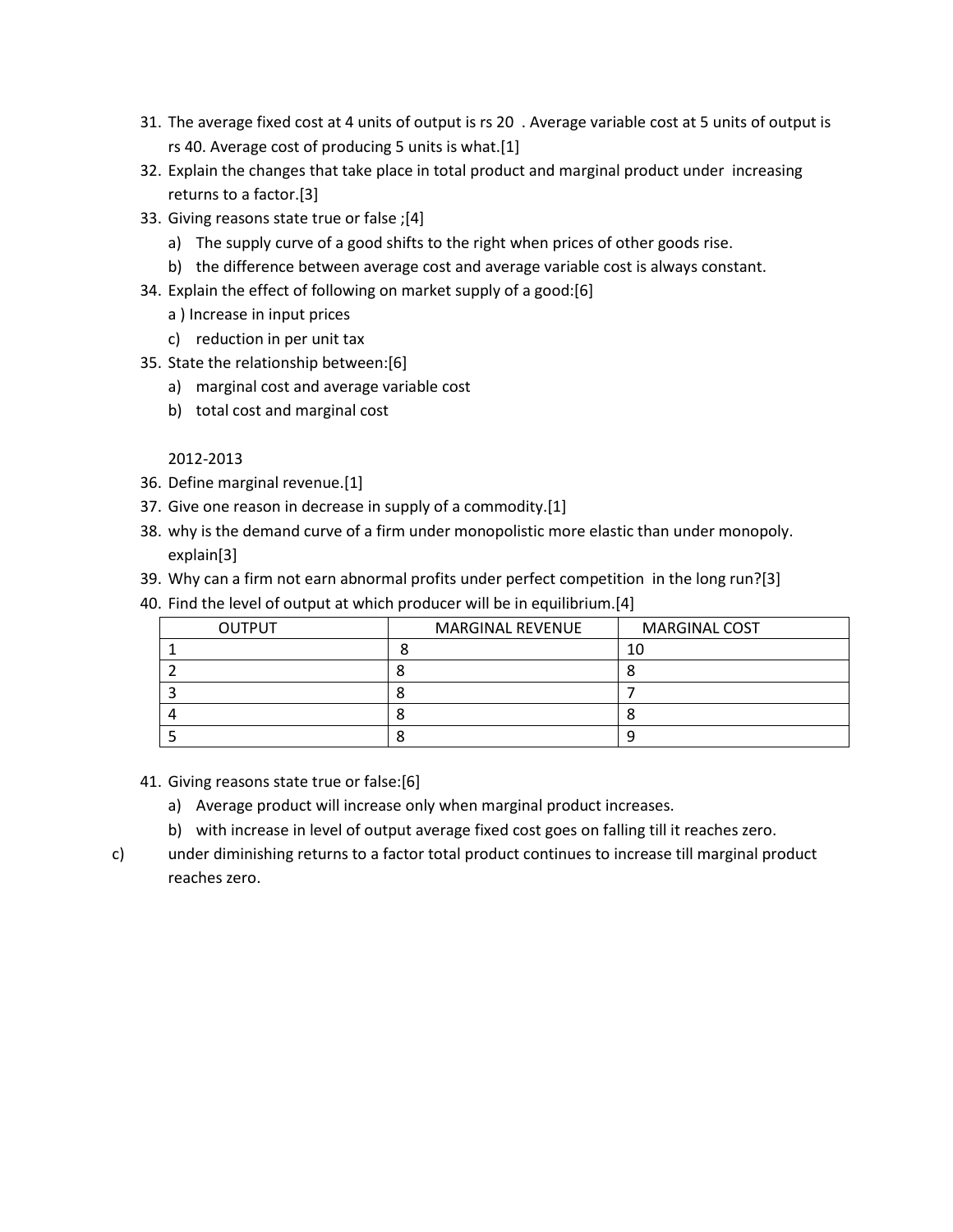31. The average fixed cost at 4 units of output is rs 20 . Average variable cost at 5 units of output is rs 40. Average cost of producing 5 units is what.[1]
32. Explain the changes that take place in total product and marginal product under increasing returns to a factor.[3]
33. Giving reasons state true or false ;[4]
    a) The supply curve of a good shifts to the right when prices of other goods rise.
    b) the difference between average cost and average variable cost is always constant.
34. Explain the effect of following on market supply of a good:[6]
    a ) Increase in input prices
    c) reduction in per unit tax
35. State the relationship between:[6]
    a) marginal cost and average variable cost
    b) total cost and marginal cost

2012-2013

36. Define marginal revenue.[1]
37. Give one reason in decrease in supply of a commodity.[1]
38. why is the demand curve of a firm under monopolistic more elastic than under monopoly. explain[3]
39. Why can a firm not earn abnormal profits under perfect competition in the long run?[3]
40. Find the level of output at which producer will be in equilibrium.[4]

| OUTPUT | MARGINAL REVENUE | MARGINAL COST |
|---|---|---|
| 1 | 8 | 10 |
| 2 | 8 | 8 |
| 3 | 8 | 7 |
| 4 | 8 | 8 |
| 5 | 8 | 9 |

41. Giving reasons state true or false:[6]
    a) Average product will increase only when marginal product increases.
    b) with increase in level of output average fixed cost goes on falling till it reaches zero.
    c) under diminishing returns to a factor total product continues to increase till marginal product reaches zero.